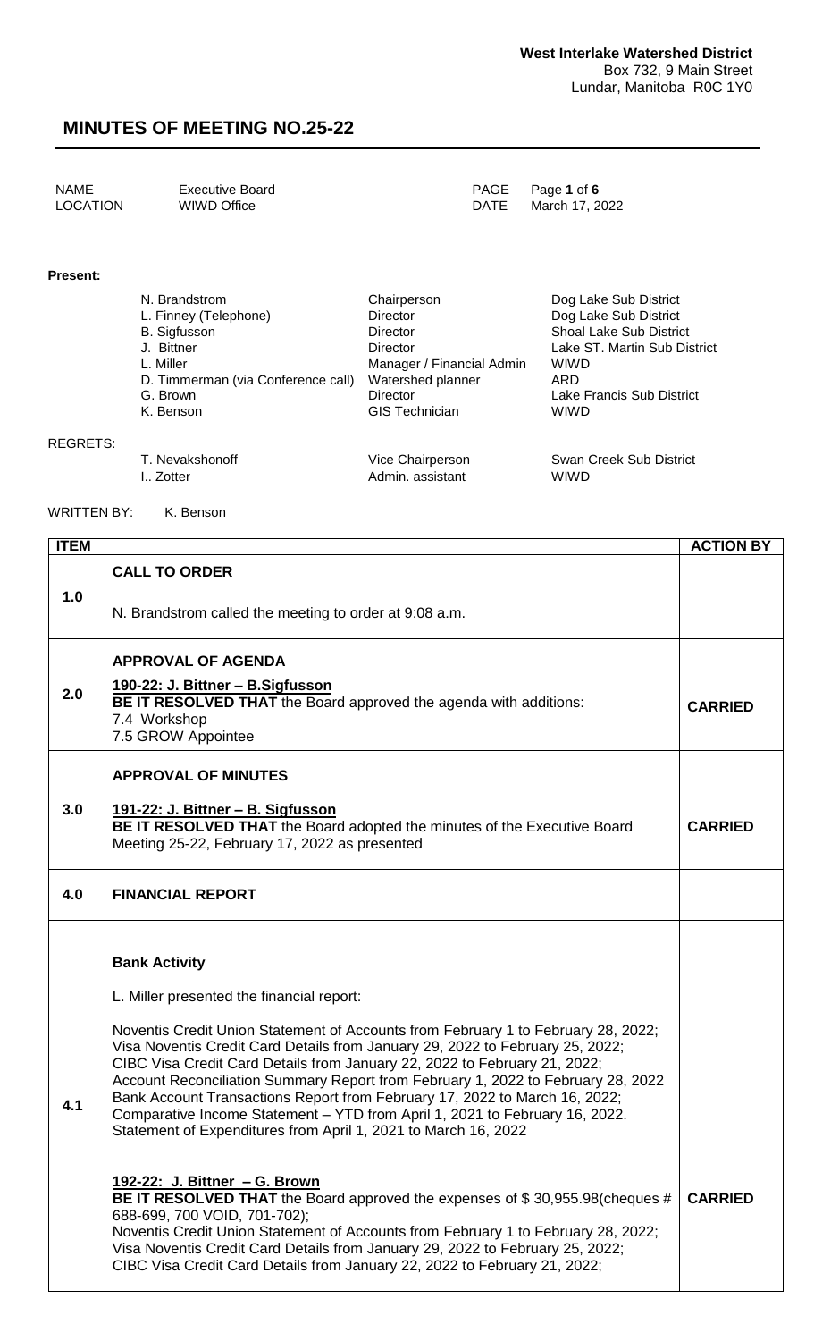West Interlake Watershed District
Box 732, 9 Main Street
Lundar, Manitoba R0C 1Y0

# MINUTES OF MEETING NO.25-22

| | | | |
|---|---|---|---|
| NAME | Executive Board | PAGE | Page **1** of **6** |
| LOCATION | WIWD Office | DATE | March 17, 2022 |

**Present:**

| | | |
|---|---|---|
| N. Brandstrom | Chairperson | Dog Lake Sub District |
| L. Finney (Telephone) | Director | Dog Lake Sub District |
| B. Sigfusson | Director | Shoal Lake Sub District |
| J. Bittner | Director | Lake ST. Martin Sub District |
| L. Miller | Manager / Financial Admin | WIWD |
| D. Timmerman (via Conference call) | Watershed planner | ARD |
| G. Brown | Director | Lake Francis Sub District |
| K. Benson | GIS Technician | WIWD |

REGRETS:

| | | |
|---|---|---|
| T. Nevakshonoff | Vice Chairperson | Swan Creek Sub District |
| I.. Zotter | Admin. assistant | WIWD |

WRITTEN BY: K. Benson

| ITEM | | ACTION BY |
|---|---|---|
| 1.0 | **CALL TO ORDER**<br><br>N. Brandstrom called the meeting to order at 9:08 a.m. | |
| 2.0 | **APPROVAL OF AGENDA**<br><br>**190-22: J. Bittner – B.Sigfusson**<br>**BE IT RESOLVED THAT** the Board approved the agenda with additions:<br>7.4 Workshop<br>7.5 GROW Appointee | **CARRIED** |
| 3.0 | **APPROVAL OF MINUTES**<br><br>**191-22: J. Bittner – B. Sigfusson**<br>**BE IT RESOLVED THAT** the Board adopted the minutes of the Executive Board Meeting 25-22, February 17, 2022 as presented | **CARRIED** |
| 4.0 | **FINANCIAL REPORT** | |
| 4.1 | **Bank Activity**<br><br>L. Miller presented the financial report:<br><br>Noventis Credit Union Statement of Accounts from February 1 to February 28, 2022;<br>Visa Noventis Credit Card Details from January 29, 2022 to February 25, 2022;<br>CIBC Visa Credit Card Details from January 22, 2022 to February 21, 2022;<br>Account Reconciliation Summary Report from February 1, 2022 to February 28, 2022<br>Bank Account Transactions Report from February 17, 2022 to March 16, 2022;<br>Comparative Income Statement – YTD from April 1, 2021 to February 16, 2022.<br>Statement of Expenditures from April 1, 2021 to March 16, 2022<br><br>**192-22: J. Bittner – G. Brown**<br>**BE IT RESOLVED THAT** the Board approved the expenses of $ 30,955.98(cheques # 688-699, 700 VOID, 701-702);<br>Noventis Credit Union Statement of Accounts from February 1 to February 28, 2022;<br>Visa Noventis Credit Card Details from January 29, 2022 to February 25, 2022;<br>CIBC Visa Credit Card Details from January 22, 2022 to February 21, 2022; | **CARRIED** |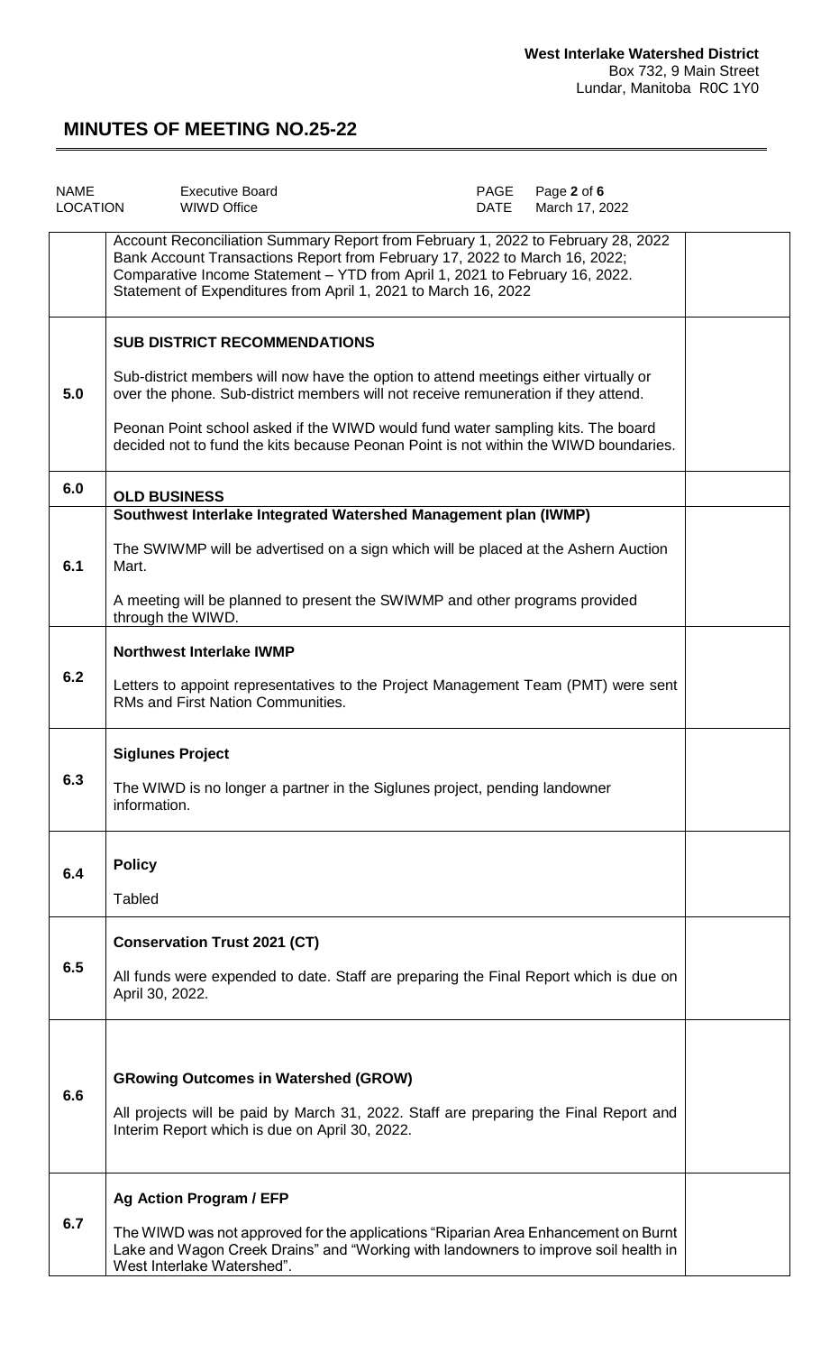**West Interlake Watershed District**
Box 732, 9 Main Street
Lundar, Manitoba R0C 1Y0

# MINUTES OF MEETING NO.25-22

| NAME | Executive Board | PAGE | Page **2** of **6** |
|---|---|---|---|
| LOCATION | WIWD Office | DATE | March 17, 2022 |

| | | |
|---|---|---|
| | Account Reconciliation Summary Report from February 1, 2022 to February 28, 2022<br>Bank Account Transactions Report from February 17, 2022 to March 16, 2022;<br>Comparative Income Statement – YTD from April 1, 2021 to February 16, 2022.<br>Statement of Expenditures from April 1, 2021 to March 16, 2022 | |
| **5.0** | **SUB DISTRICT RECOMMENDATIONS**<br><br>Sub-district members will now have the option to attend meetings either virtually or over the phone. Sub-district members will not receive remuneration if they attend.<br><br>Peonan Point school asked if the WIWD would fund water sampling kits. The board decided not to fund the kits because Peonan Point is not within the WIWD boundaries. | |
| **6.0** | **OLD BUSINESS** | |
| **6.1** | **Southwest Interlake Integrated Watershed Management plan (IWMP)**<br><br>The SWIWMP will be advertised on a sign which will be placed at the Ashern Auction Mart.<br><br>A meeting will be planned to present the SWIWMP and other programs provided through the WIWD. | |
| **6.2** | **Northwest Interlake IWMP**<br><br>Letters to appoint representatives to the Project Management Team (PMT) were sent RMs and First Nation Communities. | |
| **6.3** | **Siglunes Project**<br><br>The WIWD is no longer a partner in the Siglunes project, pending landowner information. | |
| **6.4** | **Policy**<br><br>Tabled | |
| **6.5** | **Conservation Trust 2021 (CT)**<br><br>All funds were expended to date. Staff are preparing the Final Report which is due on April 30, 2022. | |
| **6.6** | **GRowing Outcomes in Watershed (GROW)**<br><br>All projects will be paid by March 31, 2022. Staff are preparing the Final Report and Interim Report which is due on April 30, 2022. | |
| **6.7** | **Ag Action Program / EFP**<br><br>The WIWD was not approved for the applications "Riparian Area Enhancement on Burnt Lake and Wagon Creek Drains" and "Working with landowners to improve soil health in West Interlake Watershed". | |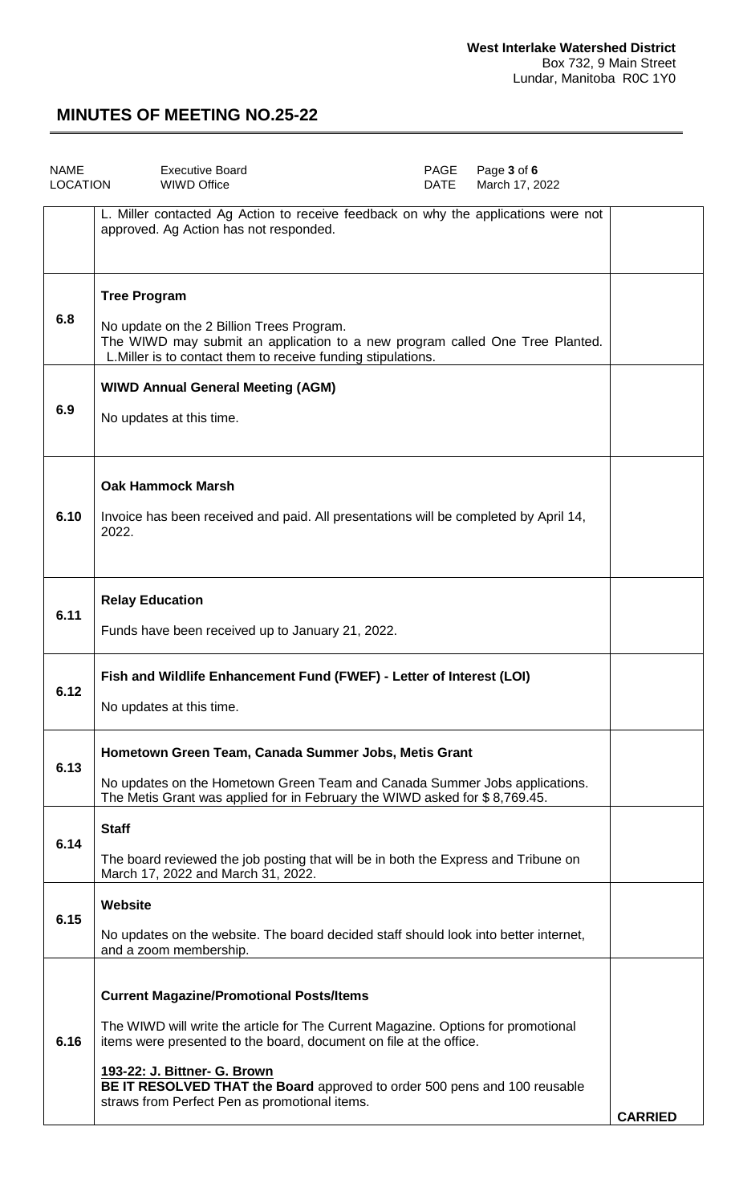**West Interlake Watershed District**
Box 732, 9 Main Street
Lundar, Manitoba R0C 1Y0

# MINUTES OF MEETING NO.25-22

| NAME | Executive Board | PAGE | Page **3** of **6** |
|---|---|---|---|
| LOCATION | WIWD Office | DATE | March 17, 2022 |

| | | |
|---|---|---|
| | L. Miller contacted Ag Action to receive feedback on why the applications were not approved. Ag Action has not responded. | |
| 6.8 | **Tree Program**<br><br>No update on the 2 Billion Trees Program.<br>The WIWD may submit an application to a new program called One Tree Planted. L.Miller is to contact them to receive funding stipulations. | |
| 6.9 | **WIWD Annual General Meeting (AGM)**<br><br>No updates at this time. | |
| 6.10 | **Oak Hammock Marsh**<br><br>Invoice has been received and paid. All presentations will be completed by April 14, 2022. | |
| 6.11 | **Relay Education**<br><br>Funds have been received up to January 21, 2022. | |
| 6.12 | **Fish and Wildlife Enhancement Fund (FWEF) - Letter of Interest (LOI)**<br><br>No updates at this time. | |
| 6.13 | **Hometown Green Team, Canada Summer Jobs, Metis Grant**<br><br>No updates on the Hometown Green Team and Canada Summer Jobs applications. The Metis Grant was applied for in February the WIWD asked for $ 8,769.45. | |
| 6.14 | **Staff**<br><br>The board reviewed the job posting that will be in both the Express and Tribune on March 17, 2022 and March 31, 2022. | |
| 6.15 | **Website**<br><br>No updates on the website. The board decided staff should look into better internet, and a zoom membership. | |
| 6.16 | **Current Magazine/Promotional Posts/Items**<br><br>The WIWD will write the article for The Current Magazine. Options for promotional items were presented to the board, document on file at the office.<br><br>**193-22: J. Bittner- G. Brown**<br>**BE IT RESOLVED THAT the Board** approved to order 500 pens and 100 reusable straws from Perfect Pen as promotional items. | **CARRIED** |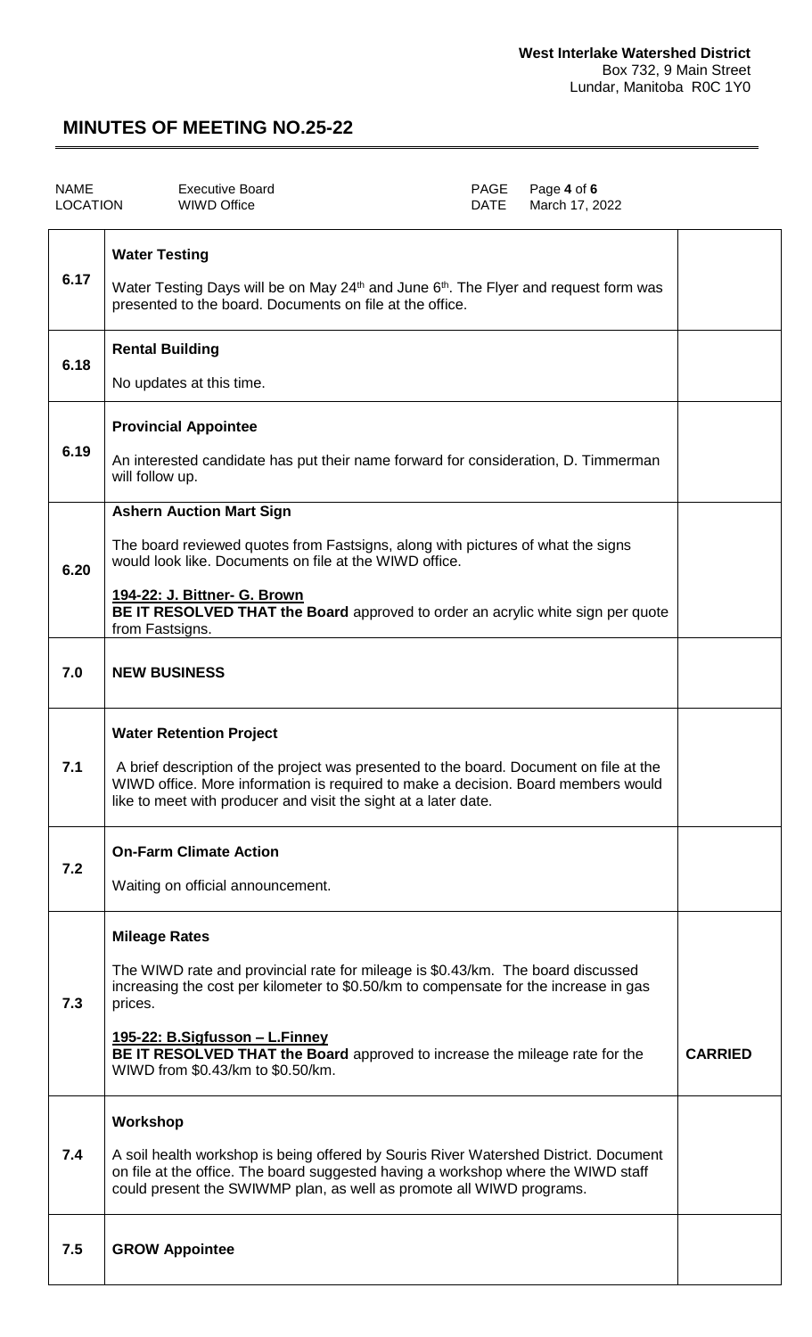**West Interlake Watershed District**
Box 732, 9 Main Street
Lundar, Manitoba R0C 1Y0

# MINUTES OF MEETING NO.25-22

| NAME | Executive Board | PAGE | Page **4** of **6** |
|---|---|---|---|
| LOCATION | WIWD Office | DATE | March 17, 2022 |

| | | |
|---|---|---|
| 6.17 | **Water Testing**<br><br>Water Testing Days will be on May 24th and June 6th. The Flyer and request form was presented to the board. Documents on file at the office. | |
| 6.18 | **Rental Building**<br><br>No updates at this time. | |
| 6.19 | **Provincial Appointee**<br><br>An interested candidate has put their name forward for consideration, D. Timmerman will follow up. | |
| 6.20 | **Ashern Auction Mart Sign**<br><br>The board reviewed quotes from Fastsigns, along with pictures of what the signs would look like. Documents on file at the WIWD office.<br><br>**194-22: J. Bittner- G. Brown**<br>**BE IT RESOLVED THAT the Board** approved to order an acrylic white sign per quote from Fastsigns. | |
| 7.0 | **NEW BUSINESS** | |
| 7.1 | **Water Retention Project**<br><br>A brief description of the project was presented to the board. Document on file at the WIWD office. More information is required to make a decision. Board members would like to meet with producer and visit the sight at a later date. | |
| 7.2 | **On-Farm Climate Action**<br><br>Waiting on official announcement. | |
| 7.3 | **Mileage Rates**<br><br>The WIWD rate and provincial rate for mileage is $0.43/km. The board discussed increasing the cost per kilometer to $0.50/km to compensate for the increase in gas prices.<br><br>**195-22: B.Sigfusson – L.Finney**<br>**BE IT RESOLVED THAT the Board** approved to increase the mileage rate for the WIWD from $0.43/km to $0.50/km. | **CARRIED** |
| 7.4 | **Workshop**<br><br>A soil health workshop is being offered by Souris River Watershed District. Document on file at the office. The board suggested having a workshop where the WIWD staff could present the SWIWMP plan, as well as promote all WIWD programs. | |
| 7.5 | **GROW Appointee** | |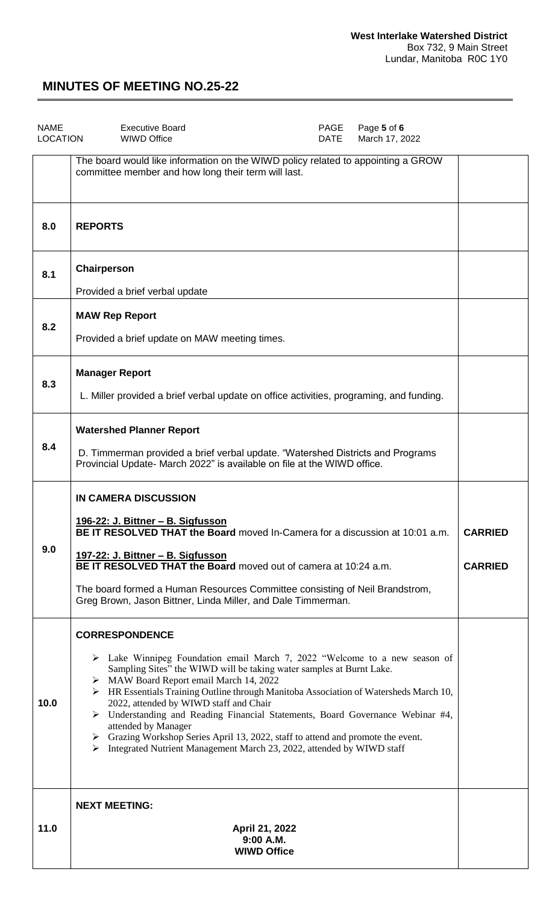**West Interlake Watershed District**
Box 732, 9 Main Street
Lundar, Manitoba R0C 1Y0

# MINUTES OF MEETING NO.25-22

| NAME | Executive Board | DATE | March 17, 2022 |
|---|---|---|---|
| LOCATION | WIWD Office | | |

| | | |
|---|---|---|
| | The board would like information on the WIWD policy related to appointing a GROW committee member and how long their term will last. | |
| 8.0 | **REPORTS** | |
| 8.1 | **Chairperson**<br><br>Provided a brief verbal update | |
| 8.2 | **MAW Rep Report**<br><br>Provided a brief update on MAW meeting times. | |
| 8.3 | **Manager Report**<br><br>L. Miller provided a brief verbal update on office activities, programing, and funding. | |
| 8.4 | **Watershed Planner Report**<br><br>D. Timmerman provided a brief verbal update. "Watershed Districts and Programs Provincial Update- March 2022" is available on file at the WIWD office. | |
| 9.0 | **IN CAMERA DISCUSSION**<br><br>**196-22: J. Bittner – B. Sigfusson**<br>**BE IT RESOLVED THAT the Board** moved In-Camera for a discussion at 10:01 a.m.<br><br>**197-22: J. Bittner – B. Sigfusson**<br>**BE IT RESOLVED THAT the Board** moved out of camera at 10:24 a.m.<br><br>The board formed a Human Resources Committee consisting of Neil Brandstrom, Greg Brown, Jason Bittner, Linda Miller, and Dale Timmerman. | **CARRIED**<br><br>**CARRIED** |
| 10.0 | **CORRESPONDENCE**<br><br>➢ Lake Winnipeg Foundation email March 7, 2022 "Welcome to a new season of Sampling Sites" the WIWD will be taking water samples at Burnt Lake.<br>➢ MAW Board Report email March 14, 2022<br>➢ HR Essentials Training Outline through Manitoba Association of Watersheds March 10, 2022, attended by WIWD staff and Chair<br>➢ Understanding and Reading Financial Statements, Board Governance Webinar #4, attended by Manager<br>➢ Grazing Workshop Series April 13, 2022, staff to attend and promote the event.<br>➢ Integrated Nutrient Management March 23, 2022, attended by WIWD staff | |
| 11.0 | **NEXT MEETING:**<br><br>**April 21, 2022**<br>**9:00 A.M.**<br>**WIWD Office** | |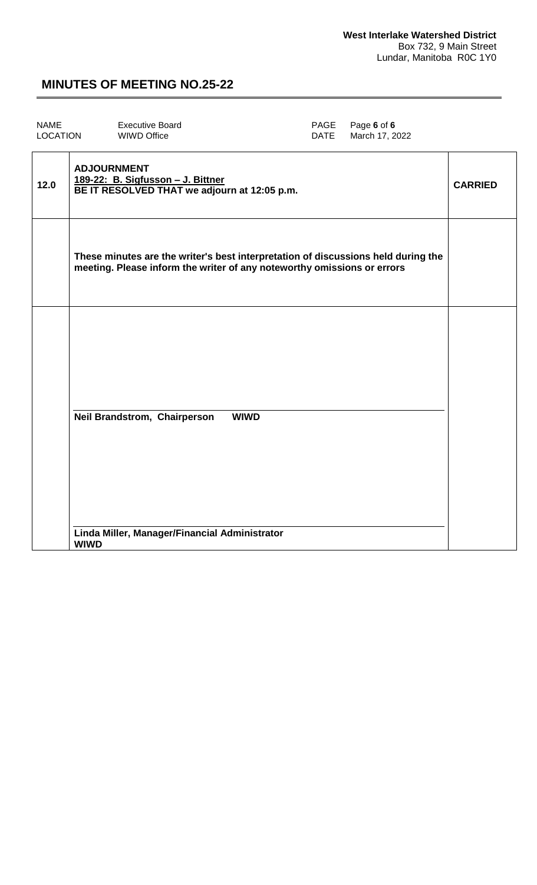**West Interlake Watershed District**
Box 732, 9 Main Street
Lundar, Manitoba R0C 1Y0

## MINUTES OF MEETING NO.25-22

| | | | |
|---|---|---|---|
| NAME | Executive Board | PAGE | Page **6** of **6** |
| LOCATION | WIWD Office | DATE | March 17, 2022 |

| | | |
|---|---|---|
| **12.0** | **ADJOURNMENT**<br>**189-22: B. Sigfusson – J. Bittner**<br>**BE IT RESOLVED THAT we adjourn at 12:05 p.m.** | **CARRIED** |
| | **These minutes are the writer's best interpretation of discussions held during the meeting. Please inform the writer of any noteworthy omissions or errors** | |
| | **Neil Brandstrom, Chairperson WIWD**<br><br>**Linda Miller, Manager/Financial Administrator WIWD** | |